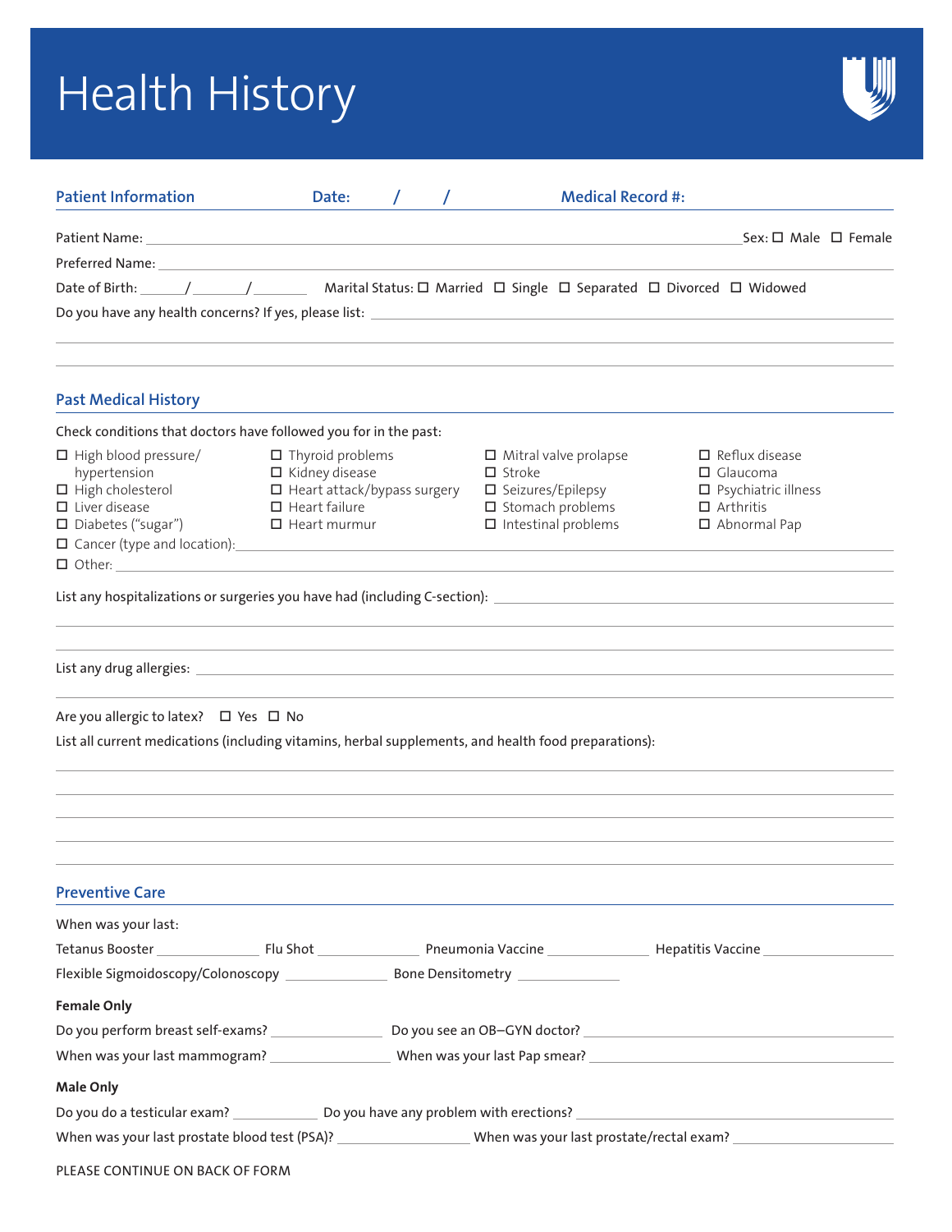# Health History

## Patient Information

**Date:** ___ / ___ / ___ **Medical Record #:** ______

Patient Name: ____________________ Sex: ☐ Male ☐ Female

Preferred Name: ____________________

Date of Birth: ___/___/___ Marital Status: ☐ Married ☐ Single ☐ Separated ☐ Divorced ☐ Widowed

Do you have any health concerns? If yes, please list: ____________________

## Past Medical History

Check conditions that doctors have followed you for in the past:

- ☐ High blood pressure/ hypertension
- ☐ High cholesterol
- ☐ Liver disease
- ☐ Diabetes ("sugar")
- ☐ Thyroid problems
- ☐ Kidney disease
- ☐ Heart attack/bypass surgery
- ☐ Heart failure
- ☐ Heart murmur
- ☐ Mitral valve prolapse
- ☐ Stroke
- ☐ Seizures/Epilepsy
- ☐ Stomach problems
- ☐ Intestinal problems
- ☐ Reflux disease
- ☐ Glaucoma
- ☐ Psychiatric illness
- ☐ Arthritis
- ☐ Abnormal Pap
- ☐ Cancer (type and location): ____________________
- ☐ Other: ____________________

List any hospitalizations or surgeries you have had (including C-section): ____________________

List any drug allergies: ____________________

Are you allergic to latex? ☐ Yes ☐ No

List all current medications (including vitamins, herbal supplements, and health food preparations):

____________________

## Preventive Care

When was your last:

Tetanus Booster ______ Flu Shot ______ Pneumonia Vaccine ______ Hepatitis Vaccine ______

Flexible Sigmoidoscopy/Colonoscopy ______ Bone Densitometry ______

**Female Only**

Do you perform breast self-exams? ______ Do you see an OB–GYN doctor? ______

When was your last mammogram? ______ When was your last Pap smear? ______

**Male Only**

Do you do a testicular exam? ______ Do you have any problem with erections? ______

When was your last prostate blood test (PSA)? ______ When was your last prostate/rectal exam? ______

PLEASE CONTINUE ON BACK OF FORM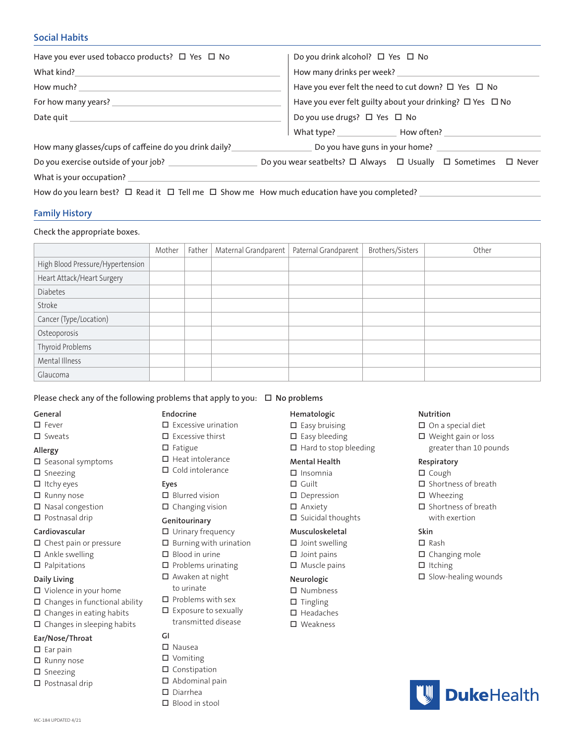## Social Habits

Have you ever used tobacco products? ☐ Yes ☐ No

What kind? ____________________

How much? ____________________

For how many years? ____________________

Date quit ____________________

Do you drink alcohol? ☐ Yes ☐ No

How many drinks per week? ____________________

Have you ever felt the need to cut down? ☐ Yes ☐ No

Have you ever felt guilty about your drinking? ☐ Yes ☐ No

Do you use drugs? ☐ Yes ☐ No

What type? __________ How often? __________

How many glasses/cups of caffeine do you drink daily? __________ Do you have guns in your home? __________

Do you exercise outside of your job? __________ Do you wear seatbelts? ☐ Always ☐ Usually ☐ Sometimes ☐ Never

What is your occupation? ____________________

How do you learn best? ☐ Read it ☐ Tell me ☐ Show me How much education have you completed? __________

## Family History

Check the appropriate boxes.

| | Mother | Father | Maternal Grandparent | Paternal Grandparent | Brothers/Sisters | Other |
|---|---|---|---|---|---|---|
| High Blood Pressure/Hypertension | | | | | | |
| Heart Attack/Heart Surgery | | | | | | |
| Diabetes | | | | | | |
| Stroke | | | | | | |
| Cancer (Type/Location) | | | | | | |
| Osteoporosis | | | | | | |
| Thyroid Problems | | | | | | |
| Mental Illness | | | | | | |
| Glaucoma | | | | | | |

Please check any of the following problems that apply to you: ☐ No problems

**General**
- ☐ Fever
- ☐ Sweats

**Allergy**
- ☐ Seasonal symptoms
- ☐ Sneezing
- ☐ Itchy eyes
- ☐ Runny nose
- ☐ Nasal congestion
- ☐ Postnasal drip

**Cardiovascular**
- ☐ Chest pain or pressure
- ☐ Ankle swelling
- ☐ Palpitations

**Daily Living**
- ☐ Violence in your home
- ☐ Changes in functional ability
- ☐ Changes in eating habits
- ☐ Changes in sleeping habits

**Ear/Nose/Throat**
- ☐ Ear pain
- ☐ Runny nose
- ☐ Sneezing
- ☐ Postnasal drip

**Endocrine**
- ☐ Excessive urination
- ☐ Excessive thirst
- ☐ Fatigue
- ☐ Heat intolerance
- ☐ Cold intolerance

**Eyes**
- ☐ Blurred vision
- ☐ Changing vision

**Genitourinary**
- ☐ Urinary frequency
- ☐ Burning with urination
- ☐ Blood in urine
- ☐ Problems urinating
- ☐ Awaken at night to urinate
- ☐ Problems with sex
- ☐ Exposure to sexually transmitted disease

**GI**
- ☐ Nausea
- ☐ Vomiting
- ☐ Constipation
- ☐ Abdominal pain
- ☐ Diarrhea
- ☐ Blood in stool

**Hematologic**
- ☐ Easy bruising
- ☐ Easy bleeding
- ☐ Hard to stop bleeding

**Mental Health**
- ☐ Insomnia
- ☐ Guilt
- ☐ Depression
- ☐ Anxiety
- ☐ Suicidal thoughts

**Musculoskeletal**
- ☐ Joint swelling
- ☐ Joint pains
- ☐ Muscle pains

**Neurologic**
- ☐ Numbness
- ☐ Tingling
- ☐ Headaches
- ☐ Weakness

**Nutrition**
- ☐ On a special diet
- ☐ Weight gain or loss greater than 10 pounds

**Respiratory**
- ☐ Cough
- ☐ Shortness of breath
- ☐ Wheezing
- ☐ Shortness of breath with exertion

**Skin**
- ☐ Rash
- ☐ Changing mole
- ☐ Itching
- ☐ Slow-healing wounds

DukeHealth

MC-184 UPDATED 4/21